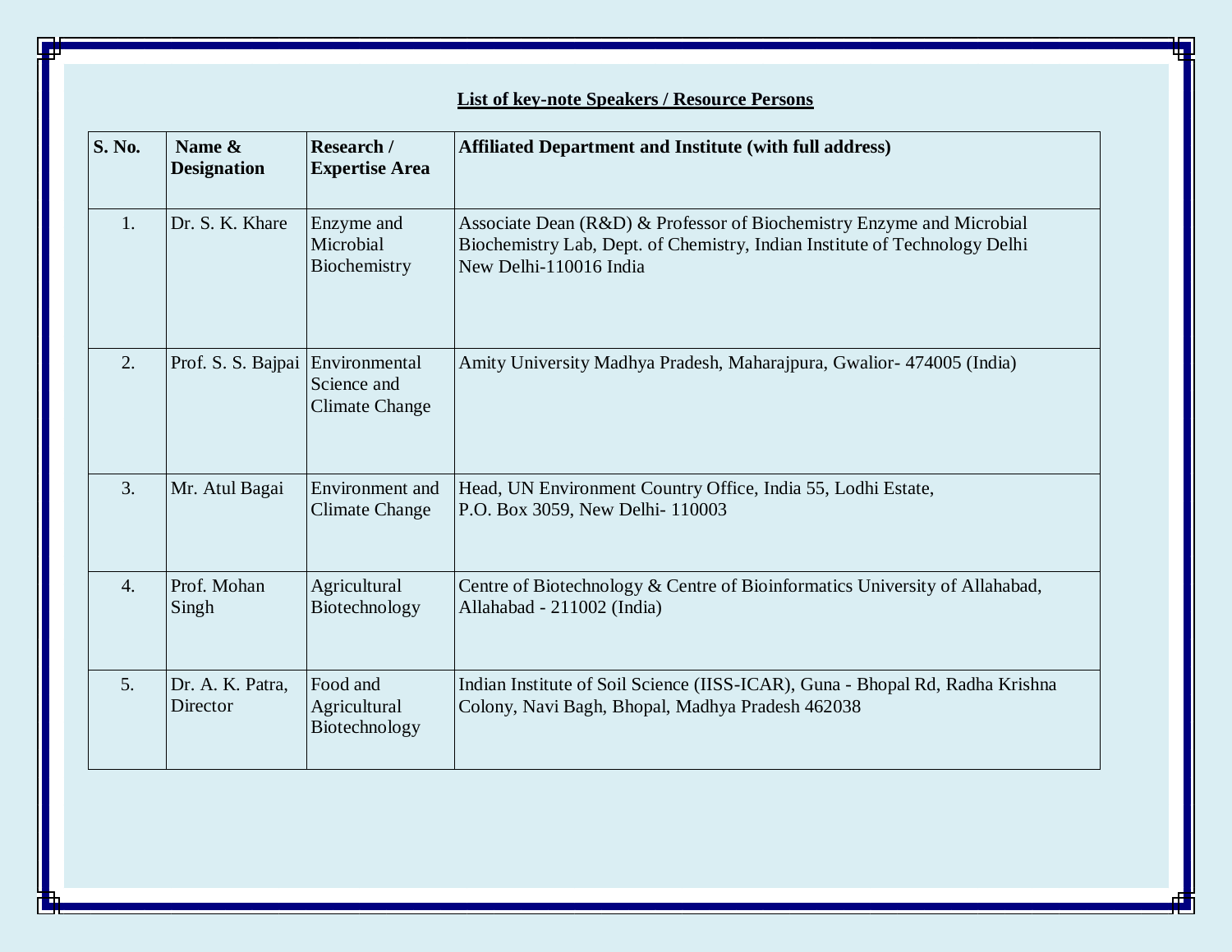**List of key-note Speakers / Resource Persons**

| S. No. | Name & Designation | Research / Expertise Area | Affiliated Department and Institute (with full address) |
|---|---|---|---|
| 1. | Dr. S. K. Khare | Enzyme and Microbial Biochemistry | Associate Dean (R&D) & Professor of Biochemistry Enzyme and Microbial Biochemistry Lab, Dept. of Chemistry, Indian Institute of Technology Delhi New Delhi-110016 India |
| 2. | Prof. S. S. Bajpai | Environmental Science and Climate Change | Amity University Madhya Pradesh, Maharajpura, Gwalior- 474005 (India) |
| 3. | Mr. Atul Bagai | Environment and Climate Change | Head, UN Environment Country Office, India 55, Lodhi Estate, P.O. Box 3059, New Delhi- 110003 |
| 4. | Prof. Mohan Singh | Agricultural Biotechnology | Centre of Biotechnology & Centre of Bioinformatics University of Allahabad, Allahabad - 211002 (India) |
| 5. | Dr. A. K. Patra, Director | Food and Agricultural Biotechnology | Indian Institute of Soil Science (IISS-ICAR), Guna - Bhopal Rd, Radha Krishna Colony, Navi Bagh, Bhopal, Madhya Pradesh 462038 |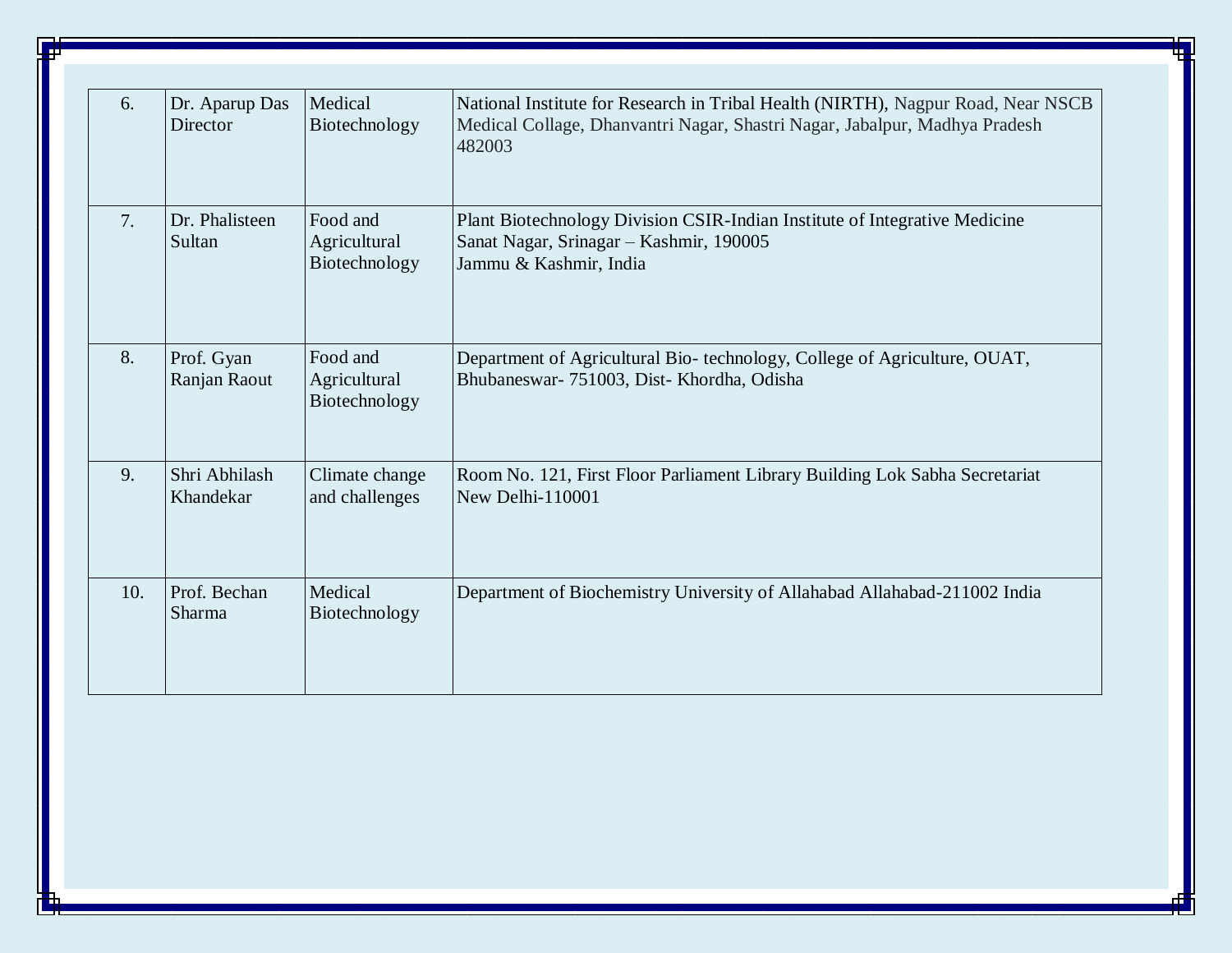| 6. | Dr. Aparup Das Director | Medical Biotechnology | National Institute for Research in Tribal Health (NIRTH), Nagpur Road, Near NSCB Medical Collage, Dhanvantri Nagar, Shastri Nagar, Jabalpur, Madhya Pradesh 482003 |
|---|---|---|---|
| 7. | Dr. Phalisteen Sultan | Food and Agricultural Biotechnology | Plant Biotechnology Division CSIR-Indian Institute of Integrative Medicine Sanat Nagar, Srinagar – Kashmir, 190005 Jammu & Kashmir, India |
| 8. | Prof. Gyan Ranjan Raout | Food and Agricultural Biotechnology | Department of Agricultural Bio- technology, College of Agriculture, OUAT, Bhubaneswar- 751003, Dist- Khordha, Odisha |
| 9. | Shri Abhilash Khandekar | Climate change and challenges | Room No. 121, First Floor Parliament Library Building Lok Sabha Secretariat New Delhi-110001 |
| 10. | Prof. Bechan Sharma | Medical Biotechnology | Department of Biochemistry University of Allahabad Allahabad-211002 India |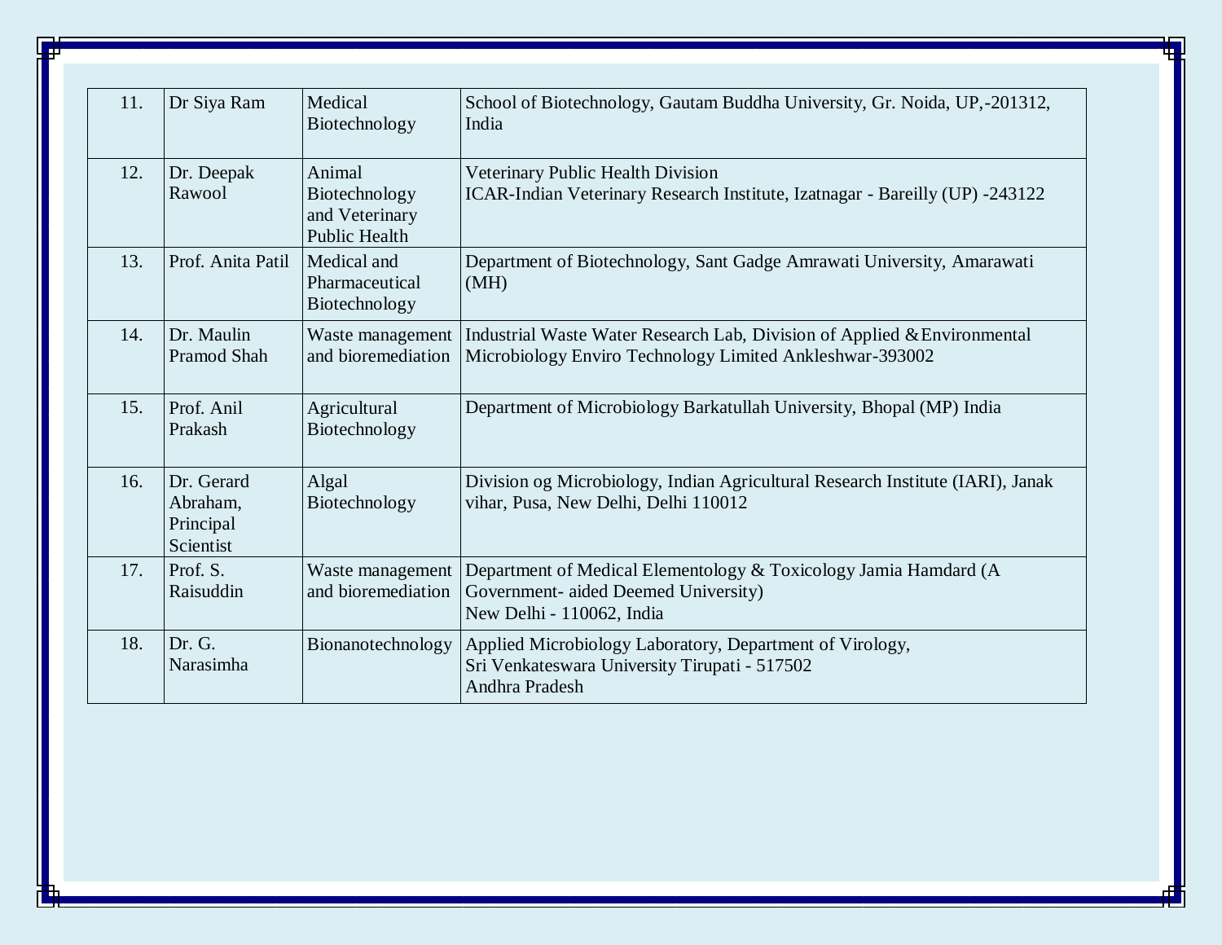| | | | |
|---|---|---|---|
| 11. | Dr Siya Ram | Medical Biotechnology | School of Biotechnology, Gautam Buddha University, Gr. Noida, UP,-201312, India |
| 12. | Dr. Deepak Rawool | Animal Biotechnology and Veterinary Public Health | Veterinary Public Health Division<br>ICAR-Indian Veterinary Research Institute, Izatnagar - Bareilly (UP) -243122 |
| 13. | Prof. Anita Patil | Medical and Pharmaceutical Biotechnology | Department of Biotechnology, Sant Gadge Amrawati University, Amarawati (MH) |
| 14. | Dr. Maulin Pramod Shah | Waste management and bioremediation | Industrial Waste Water Research Lab, Division of Applied &Environmental Microbiology Enviro Technology Limited Ankleshwar-393002 |
| 15. | Prof. Anil Prakash | Agricultural Biotechnology | Department of Microbiology Barkatullah University, Bhopal (MP) India |
| 16. | Dr. Gerard Abraham, Principal Scientist | Algal Biotechnology | Division og Microbiology, Indian Agricultural Research Institute (IARI), Janak vihar, Pusa, New Delhi, Delhi 110012 |
| 17. | Prof. S. Raisuddin | Waste management and bioremediation | Department of Medical Elementology & Toxicology Jamia Hamdard (A Government- aided Deemed University)<br>New Delhi - 110062, India |
| 18. | Dr. G. Narasimha | Bionanotechnology | Applied Microbiology Laboratory, Department of Virology,<br>Sri Venkateswara University Tirupati - 517502<br>Andhra Pradesh |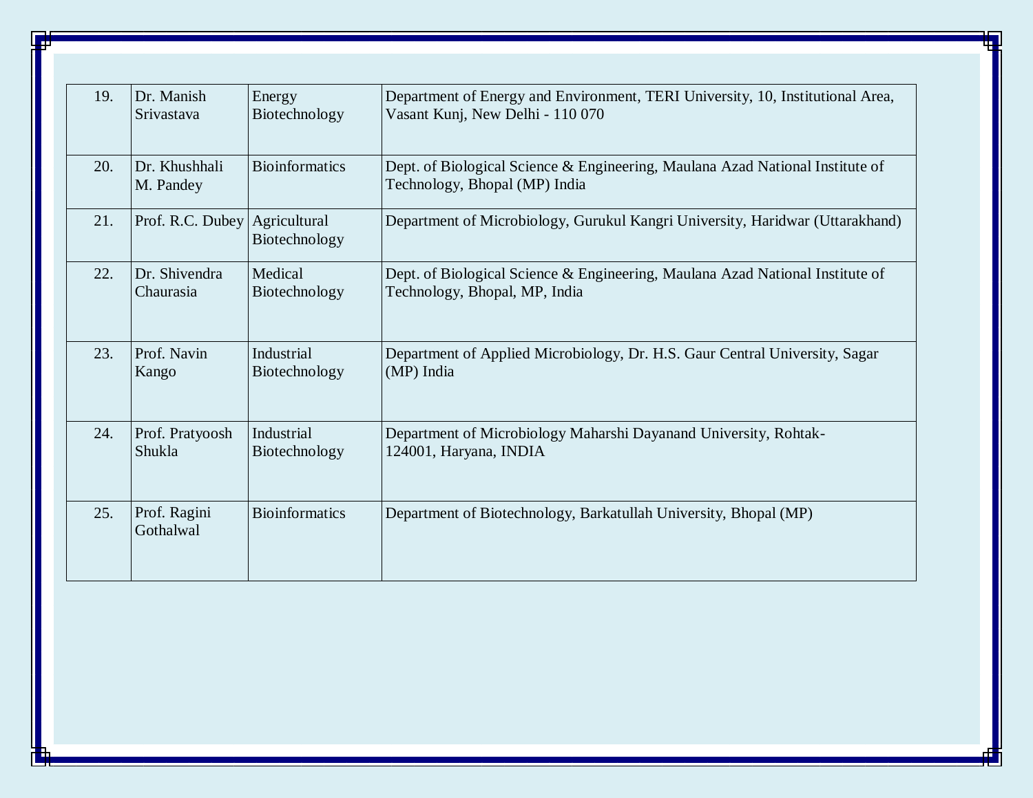| 19. | Dr. Manish Srivastava | Energy Biotechnology | Department of Energy and Environment, TERI University, 10, Institutional Area, Vasant Kunj, New Delhi - 110 070 |
|---|---|---|---|
| 20. | Dr. Khushhali M. Pandey | Bioinformatics | Dept. of Biological Science & Engineering, Maulana Azad National Institute of Technology, Bhopal (MP) India |
| 21. | Prof. R.C. Dubey | Agricultural Biotechnology | Department of Microbiology, Gurukul Kangri University, Haridwar (Uttarakhand) |
| 22. | Dr. Shivendra Chaurasia | Medical Biotechnology | Dept. of Biological Science & Engineering, Maulana Azad National Institute of Technology, Bhopal, MP, India |
| 23. | Prof. Navin Kango | Industrial Biotechnology | Department of Applied Microbiology, Dr. H.S. Gaur Central University, Sagar (MP) India |
| 24. | Prof. Pratyoosh Shukla | Industrial Biotechnology | Department of Microbiology Maharshi Dayanand University, Rohtak-124001, Haryana, INDIA |
| 25. | Prof. Ragini Gothalwal | Bioinformatics | Department of Biotechnology, Barkatullah University, Bhopal (MP) |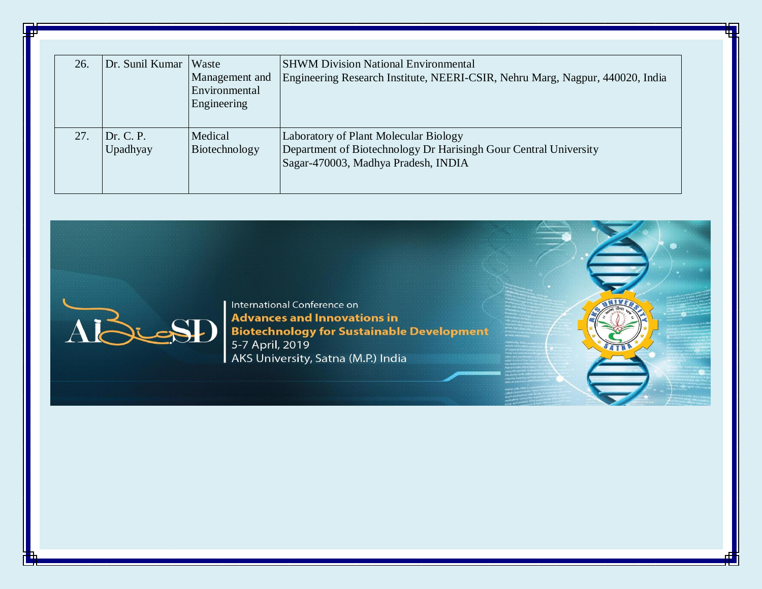| | | | |
|---|---|---|---|
| 26. | Dr. Sunil Kumar | Waste Management and Environmental Engineering | SHWM Division National Environmental Engineering Research Institute, NEERI-CSIR, Nehru Marg, Nagpur, 440020, India |
| 27. | Dr. C. P. Upadhyay | Medical Biotechnology | Laboratory of Plant Molecular Biology<br>Department of Biotechnology Dr Harisingh Gour Central University<br>Sagar-470003, Madhya Pradesh, INDIA |

International Conference on
**Advances and Innovations in Biotechnology for Sustainable Development**
5-7 April, 2019
AKS University, Satna (M.P.) India